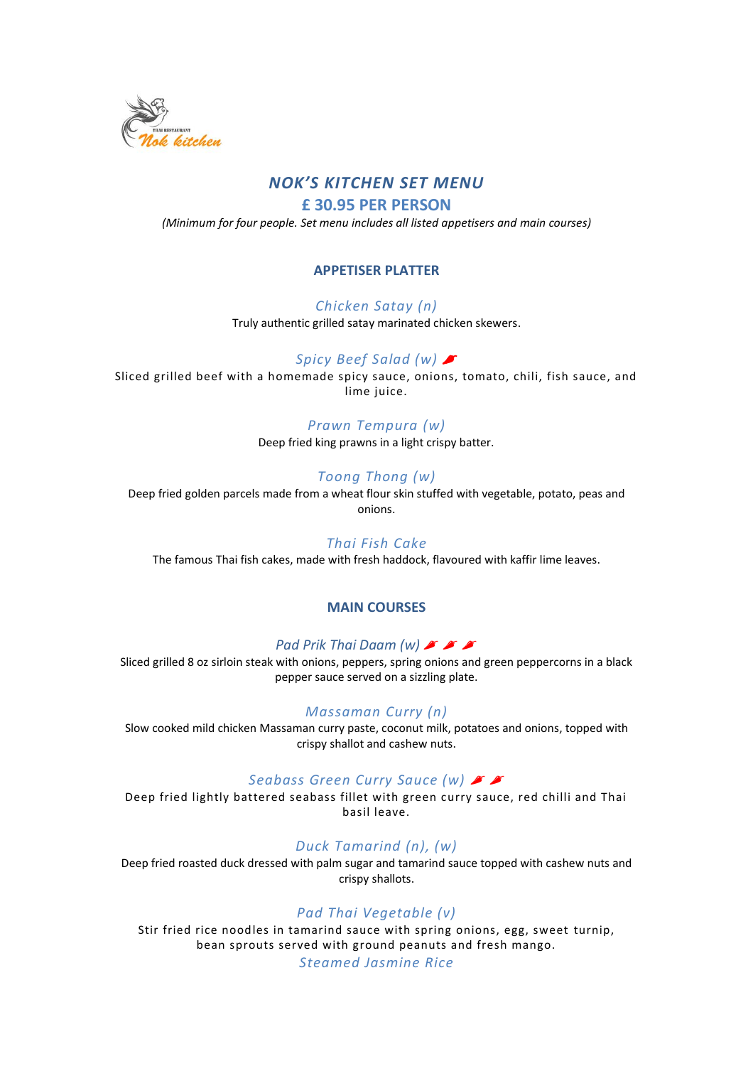# *NOK'S KITCHEN SET MENU*

## £ 30.95 PER PERSON

*(Minimum for four people. Set menu includes all listed appetisers and main courses)*

### APPETISER PLATTER

*Chicken Satay (n)*

Truly authentic grilled satay marinated chicken skewers.

*Spicy Beef Salad (w)* 🌶

Sliced grilled beef with a homemade spicy sauce, onions, tomato, chili, fish sauce, and lime juice.

*Prawn Tempura (w)*

Deep fried king prawns in a light crispy batter.

*Toong Thong (w)*

Deep fried golden parcels made from a wheat flour skin stuffed with vegetable, potato, peas and onions.

*Thai Fish Cake*

The famous Thai fish cakes, made with fresh haddock, flavoured with kaffir lime leaves.

### MAIN COURSES

*Pad Prik Thai Daam (w)* 🌶🌶🌶

Sliced grilled 8 oz sirloin steak with onions, peppers, spring onions and green peppercorns in a black pepper sauce served on a sizzling plate.

*Massaman Curry (n)*

Slow cooked mild chicken Massaman curry paste, coconut milk, potatoes and onions, topped with crispy shallot and cashew nuts.

*Seabass Green Curry Sauce (w)* 🌶🌶

Deep fried lightly battered seabass fillet with green curry sauce, red chilli and Thai basil leave.

*Duck Tamarind (n), (w)*

Deep fried roasted duck dressed with palm sugar and tamarind sauce topped with cashew nuts and crispy shallots.

*Pad Thai Vegetable (v)*

Stir fried rice noodles in tamarind sauce with spring onions, egg, sweet turnip, bean sprouts served with ground peanuts and fresh mango.

*Steamed Jasmine Rice*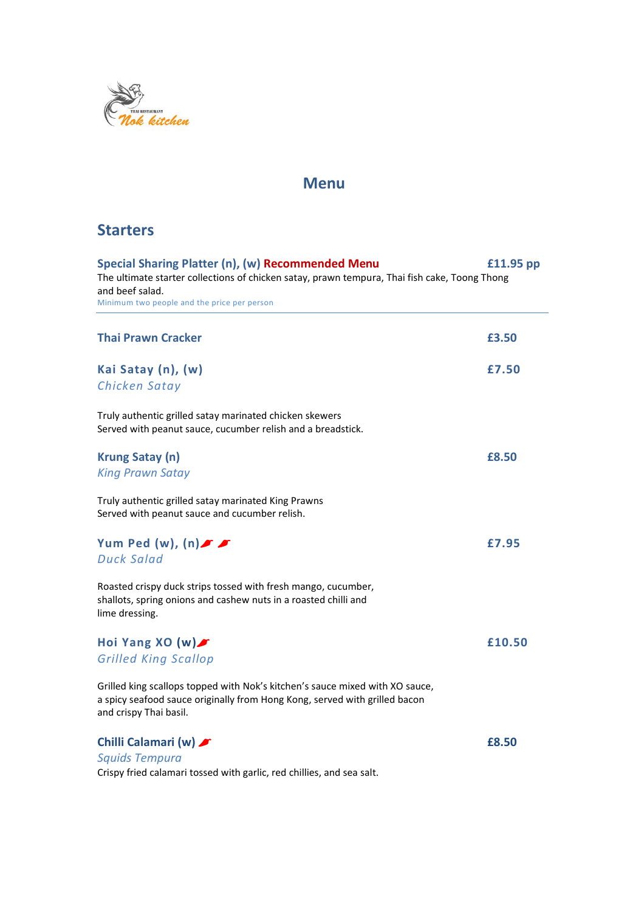THAI RESTAURANT Nok kitchen

# Menu

## Starters

**Special Sharing Platter (n), (w) Recommended Menu** — **£11.95 pp**

The ultimate starter collections of chicken satay, prawn tempura, Thai fish cake, Toong Thong and beef salad.

Minimum two people and the price per person

---

**Thai Prawn Cracker** — **£3.50**

**Kai Satay (n), (w)** — **£7.50**
*Chicken Satay*

Truly authentic grilled satay marinated chicken skewers
Served with peanut sauce, cucumber relish and a breadstick.

**Krung Satay (n)** — **£8.50**
*King Prawn Satay*

Truly authentic grilled satay marinated King Prawns
Served with peanut sauce and cucumber relish.

**Yum Ped (w), (n)** 🌶🌶 — **£7.95**
*Duck Salad*

Roasted crispy duck strips tossed with fresh mango, cucumber, shallots, spring onions and cashew nuts in a roasted chilli and lime dressing.

**Hoi Yang XO (w)** 🌶 — **£10.50**
*Grilled King Scallop*

Grilled king scallops topped with Nok's kitchen's sauce mixed with XO sauce, a spicy seafood sauce originally from Hong Kong, served with grilled bacon and crispy Thai basil.

**Chilli Calamari (w)** 🌶 — **£8.50**
*Squids Tempura*
Crispy fried calamari tossed with garlic, red chillies, and sea salt.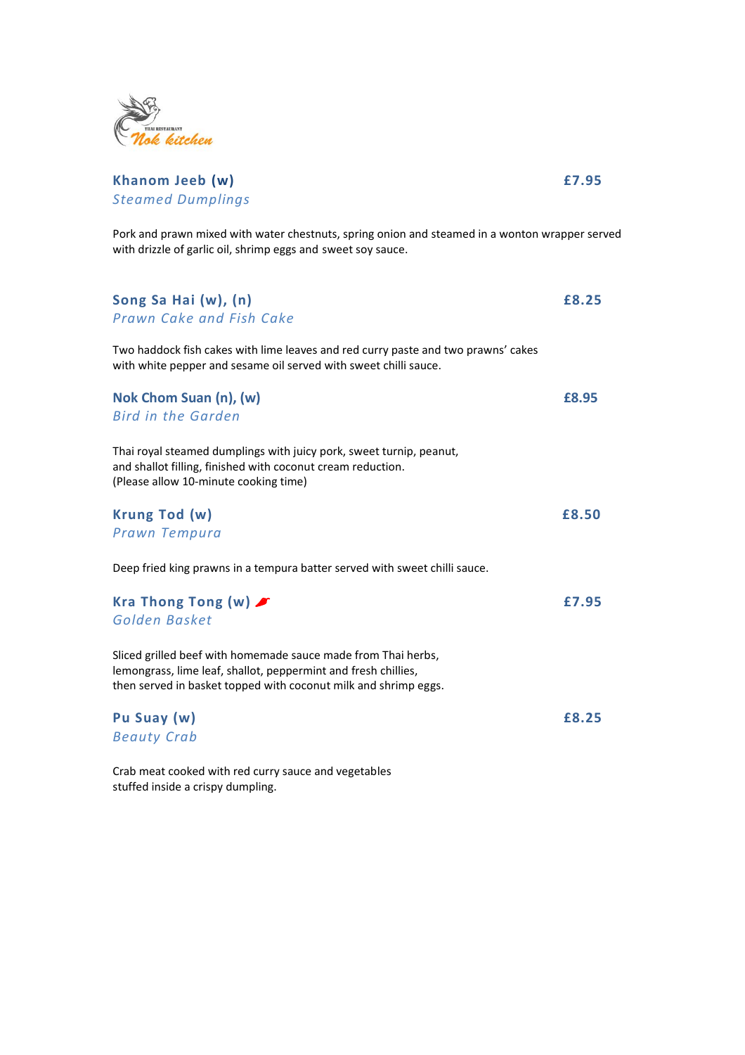### Khanom Jeeb (w) — £7.95

*Steamed Dumplings*

Pork and prawn mixed with water chestnuts, spring onion and steamed in a wonton wrapper served with drizzle of garlic oil, shrimp eggs and sweet soy sauce.

### Song Sa Hai (w), (n) — £8.25

*Prawn Cake and Fish Cake*

Two haddock fish cakes with lime leaves and red curry paste and two prawns' cakes with white pepper and sesame oil served with sweet chilli sauce.

### Nok Chom Suan (n), (w) — £8.95

*Bird in the Garden*

Thai royal steamed dumplings with juicy pork, sweet turnip, peanut, and shallot filling, finished with coconut cream reduction. (Please allow 10-minute cooking time)

### Krung Tod (w) — £8.50

*Prawn Tempura*

Deep fried king prawns in a tempura batter served with sweet chilli sauce.

### Kra Thong Tong (w) — £7.95

*Golden Basket*

Sliced grilled beef with homemade sauce made from Thai herbs, lemongrass, lime leaf, shallot, peppermint and fresh chillies, then served in basket topped with coconut milk and shrimp eggs.

### Pu Suay (w) — £8.25

*Beauty Crab*

Crab meat cooked with red curry sauce and vegetables stuffed inside a crispy dumpling.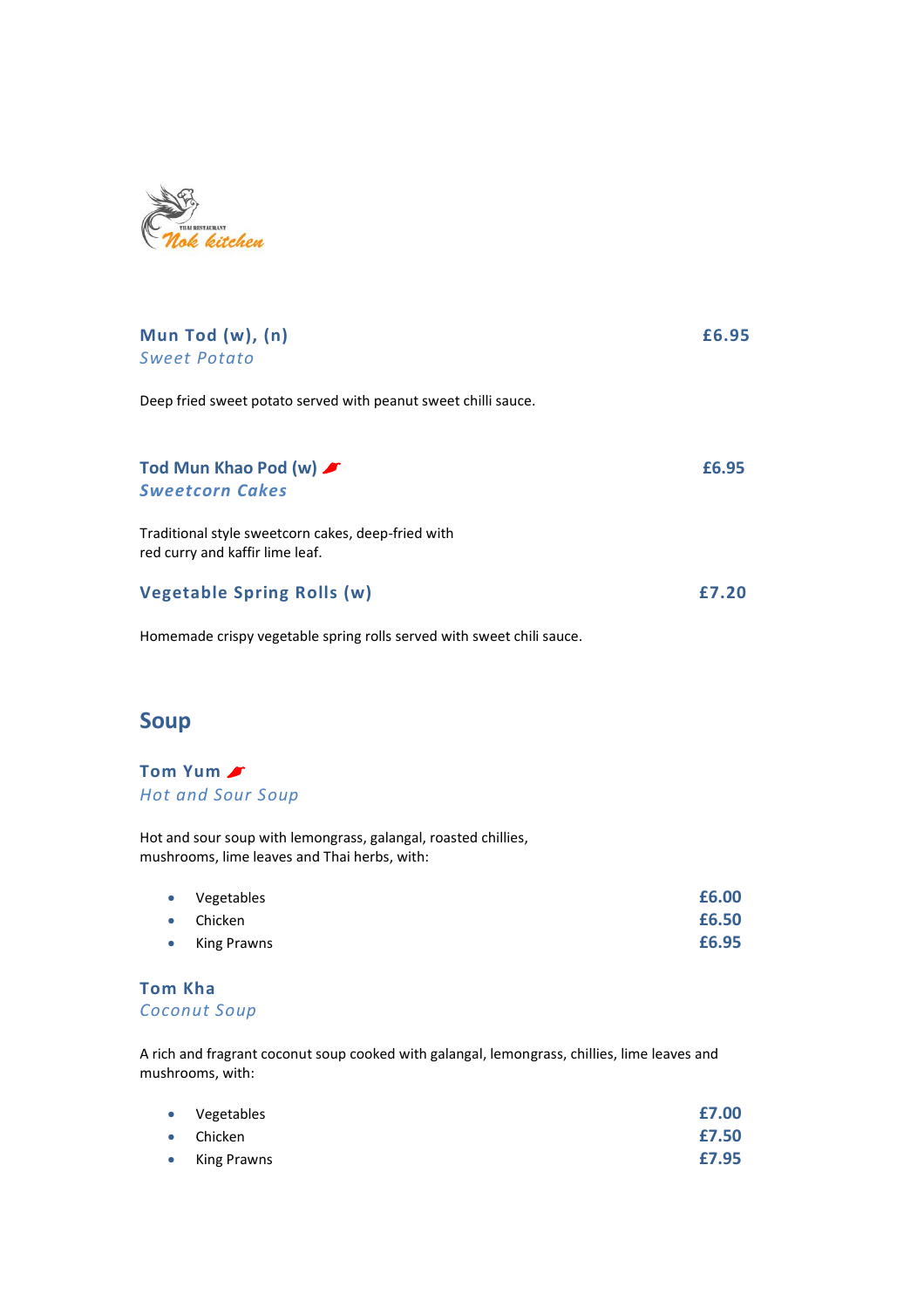**Mun Tod (w), (n)** **£6.95**
*Sweet Potato*

Deep fried sweet potato served with peanut sweet chilli sauce.

**Tod Mun Khao Pod (w)** 🌶 **£6.95**
***Sweetcorn Cakes***

Traditional style sweetcorn cakes, deep-fried with
red curry and kaffir lime leaf.

**Vegetable Spring Rolls (w)** **£7.20**

Homemade crispy vegetable spring rolls served with sweet chili sauce.

## Soup

**Tom Yum** 🌶
*Hot and Sour Soup*

Hot and sour soup with lemongrass, galangal, roasted chillies,
mushrooms, lime leaves and Thai herbs, with:

- Vegetables **£6.00**
- Chicken **£6.50**
- King Prawns **£6.95**

**Tom Kha**
*Coconut Soup*

A rich and fragrant coconut soup cooked with galangal, lemongrass, chillies, lime leaves and mushrooms, with:

- Vegetables **£7.00**
- Chicken **£7.50**
- King Prawns **£7.95**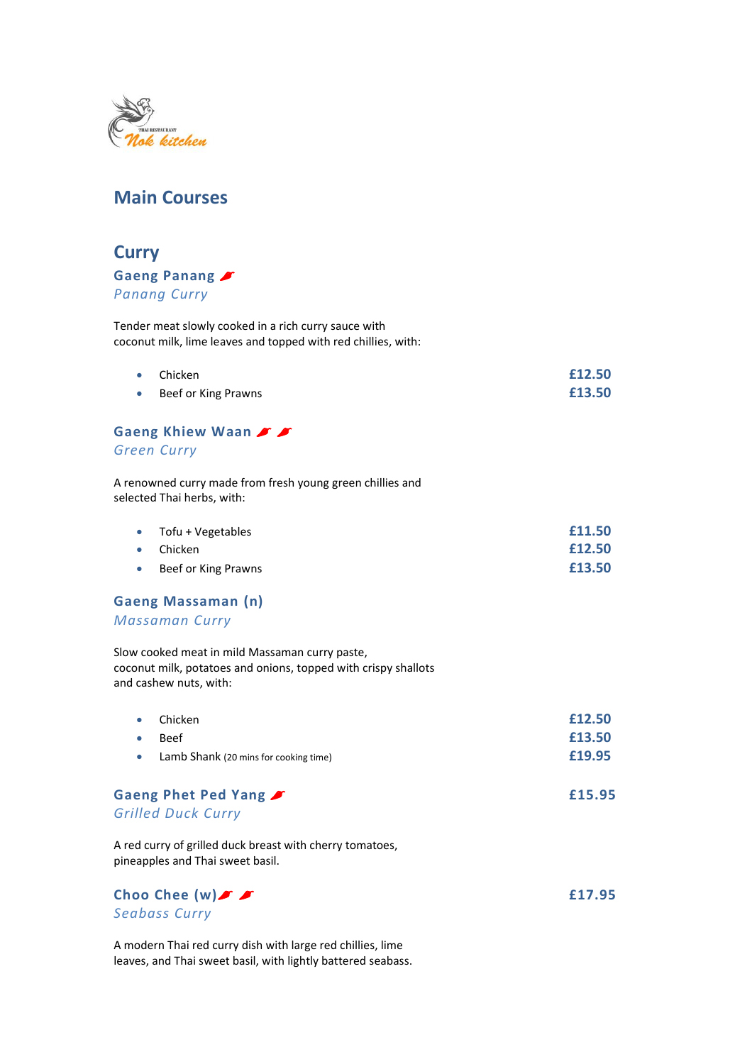## Main Courses

### Curry

**Gaeng Panang** 🌶

*Panang Curry*

Tender meat slowly cooked in a rich curry sauce with coconut milk, lime leaves and topped with red chillies, with:

- Chicken **£12.50**
- Beef or King Prawns **£13.50**

**Gaeng Khiew Waan** 🌶 🌶

*Green Curry*

A renowned curry made from fresh young green chillies and selected Thai herbs, with:

- Tofu + Vegetables **£11.50**
- Chicken **£12.50**
- Beef or King Prawns **£13.50**

**Gaeng Massaman (n)**

*Massaman Curry*

Slow cooked meat in mild Massaman curry paste, coconut milk, potatoes and onions, topped with crispy shallots and cashew nuts, with:

- Chicken **£12.50**
- Beef **£13.50**
- Lamb Shank (20 mins for cooking time) **£19.95**

**Gaeng Phet Ped Yang** 🌶 **£15.95**

*Grilled Duck Curry*

A red curry of grilled duck breast with cherry tomatoes, pineapples and Thai sweet basil.

**Choo Chee (w)** 🌶 🌶 **£17.95**

*Seabass Curry*

A modern Thai red curry dish with large red chillies, lime leaves, and Thai sweet basil, with lightly battered seabass.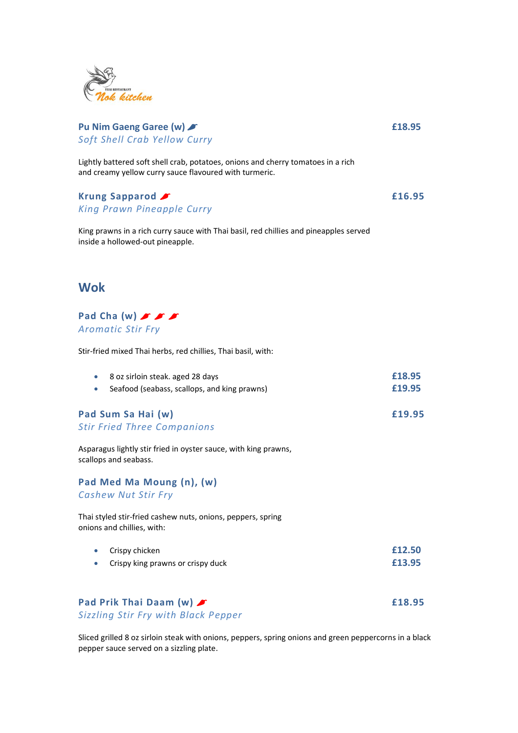**Pu Nim Gaeng Garee (w)** — **£18.95**

*Soft Shell Crab Yellow Curry*

Lightly battered soft shell crab, potatoes, onions and cherry tomatoes in a rich and creamy yellow curry sauce flavoured with turmeric.

**Krung Sapparod** — **£16.95**

*King Prawn Pineapple Curry*

King prawns in a rich curry sauce with Thai basil, red chillies and pineapples served inside a hollowed-out pineapple.

## Wok

**Pad Cha (w)**

*Aromatic Stir Fry*

Stir-fried mixed Thai herbs, red chillies, Thai basil, with:

- 8 oz sirloin steak. aged 28 days — **£18.95**
- Seafood (seabass, scallops, and king prawns) — **£19.95**

**Pad Sum Sa Hai (w)** — **£19.95**

*Stir Fried Three Companions*

Asparagus lightly stir fried in oyster sauce, with king prawns, scallops and seabass.

**Pad Med Ma Moung (n), (w)**

*Cashew Nut Stir Fry*

Thai styled stir-fried cashew nuts, onions, peppers, spring onions and chillies, with:

- Crispy chicken — **£12.50**
- Crispy king prawns or crispy duck — **£13.95**

**Pad Prik Thai Daam (w)** — **£18.95**

*Sizzling Stir Fry with Black Pepper*

Sliced grilled 8 oz sirloin steak with onions, peppers, spring onions and green peppercorns in a black pepper sauce served on a sizzling plate.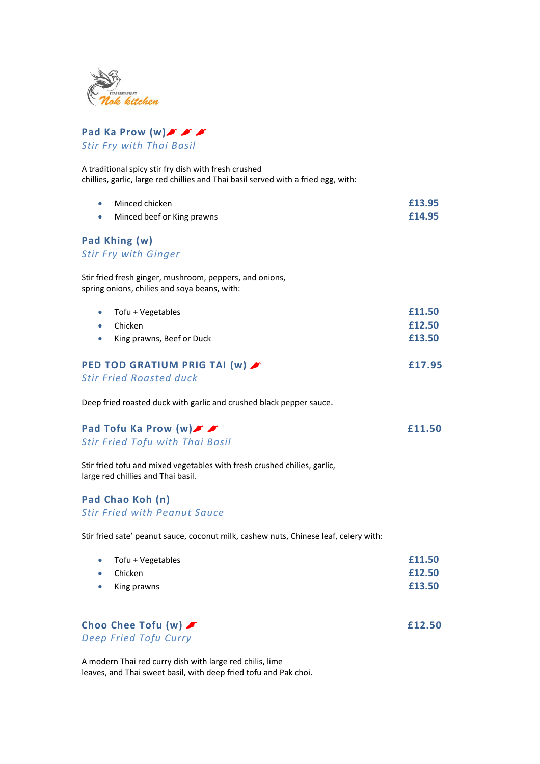### Pad Ka Prow (w) 🌶 🌶 🌶
*Stir Fry with Thai Basil*

A traditional spicy stir fry dish with fresh crushed chillies, garlic, large red chillies and Thai basil served with a fried egg, with:

- Minced chicken **£13.95**
- Minced beef or King prawns **£14.95**

### Pad Khing (w)
*Stir Fry with Ginger*

Stir fried fresh ginger, mushroom, peppers, and onions, spring onions, chilies and soya beans, with:

- Tofu + Vegetables **£11.50**
- Chicken **£12.50**
- King prawns, Beef or Duck **£13.50**

### PED TOD GRATIUM PRIG TAI (w) 🌶 **£17.95**
*Stir Fried Roasted duck*

Deep fried roasted duck with garlic and crushed black pepper sauce.

### Pad Tofu Ka Prow (w) 🌶 🌶 **£11.50**
*Stir Fried Tofu with Thai Basil*

Stir fried tofu and mixed vegetables with fresh crushed chilies, garlic, large red chillies and Thai basil.

### Pad Chao Koh (n)
*Stir Fried with Peanut Sauce*

Stir fried sate' peanut sauce, coconut milk, cashew nuts, Chinese leaf, celery with:

- Tofu + Vegetables **£11.50**
- Chicken **£12.50**
- King prawns **£13.50**

### Choo Chee Tofu (w) 🌶 **£12.50**
*Deep Fried Tofu Curry*

A modern Thai red curry dish with large red chilis, lime leaves, and Thai sweet basil, with deep fried tofu and Pak choi.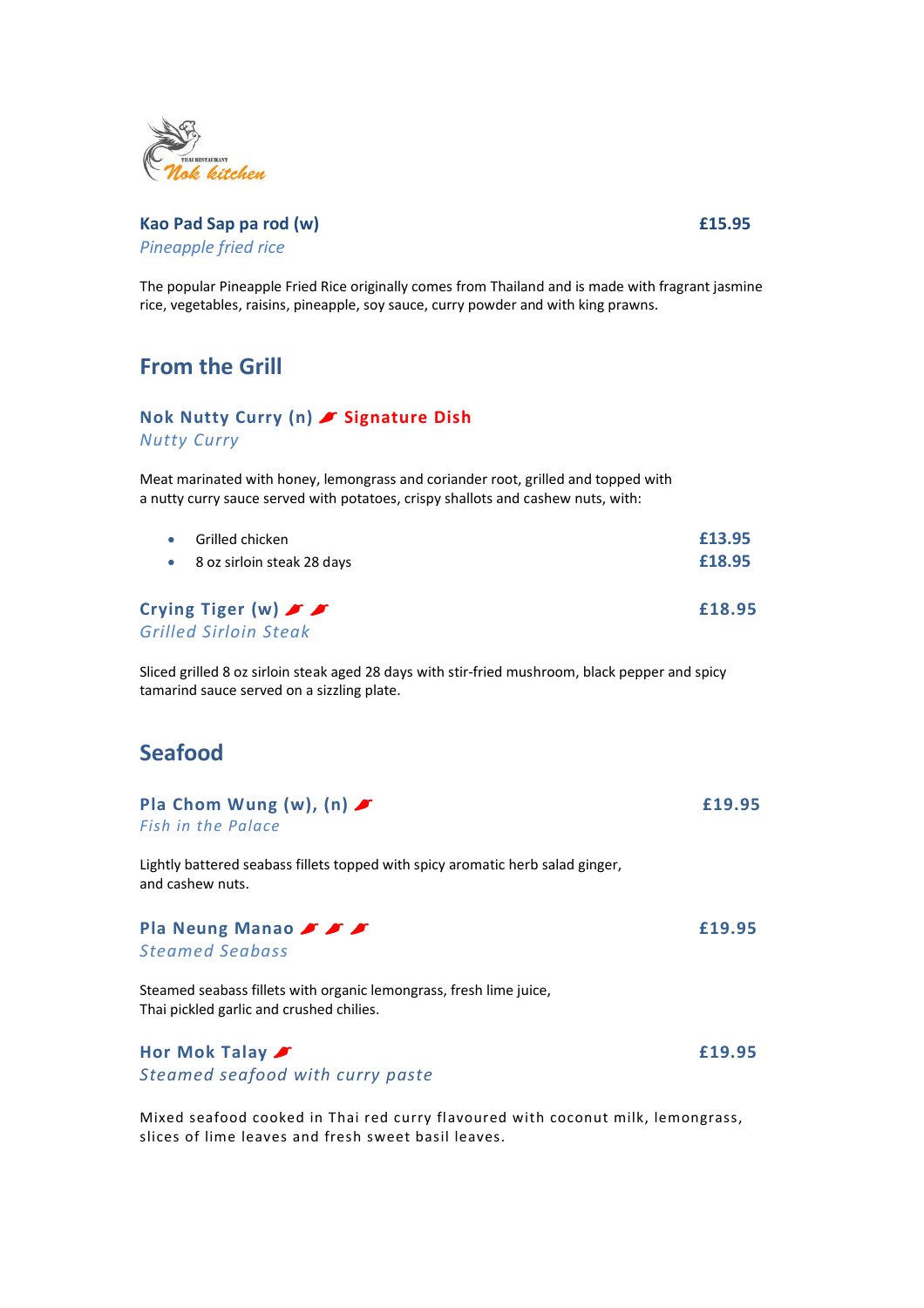**Kao Pad Sap pa rod (w)** **£15.95**

*Pineapple fried rice*

The popular Pineapple Fried Rice originally comes from Thailand and is made with fragrant jasmine rice, vegetables, raisins, pineapple, soy sauce, curry powder and with king prawns.

## From the Grill

### Nok Nutty Curry (n) 🌶 Signature Dish

*Nutty Curry*

Meat marinated with honey, lemongrass and coriander root, grilled and topped with a nutty curry sauce served with potatoes, crispy shallots and cashew nuts, with:

- Grilled chicken **£13.95**
- 8 oz sirloin steak 28 days **£18.95**

### Crying Tiger (w) 🌶 🌶 **£18.95**

*Grilled Sirloin Steak*

Sliced grilled 8 oz sirloin steak aged 28 days with stir-fried mushroom, black pepper and spicy tamarind sauce served on a sizzling plate.

## Seafood

### Pla Chom Wung (w), (n) 🌶 **£19.95**

*Fish in the Palace*

Lightly battered seabass fillets topped with spicy aromatic herb salad ginger, and cashew nuts.

### Pla Neung Manao 🌶 🌶 🌶 **£19.95**

*Steamed Seabass*

Steamed seabass fillets with organic lemongrass, fresh lime juice, Thai pickled garlic and crushed chilies.

### Hor Mok Talay 🌶 **£19.95**

*Steamed seafood with curry paste*

Mixed seafood cooked in Thai red curry flavoured with coconut milk, lemongrass, slices of lime leaves and fresh sweet basil leaves.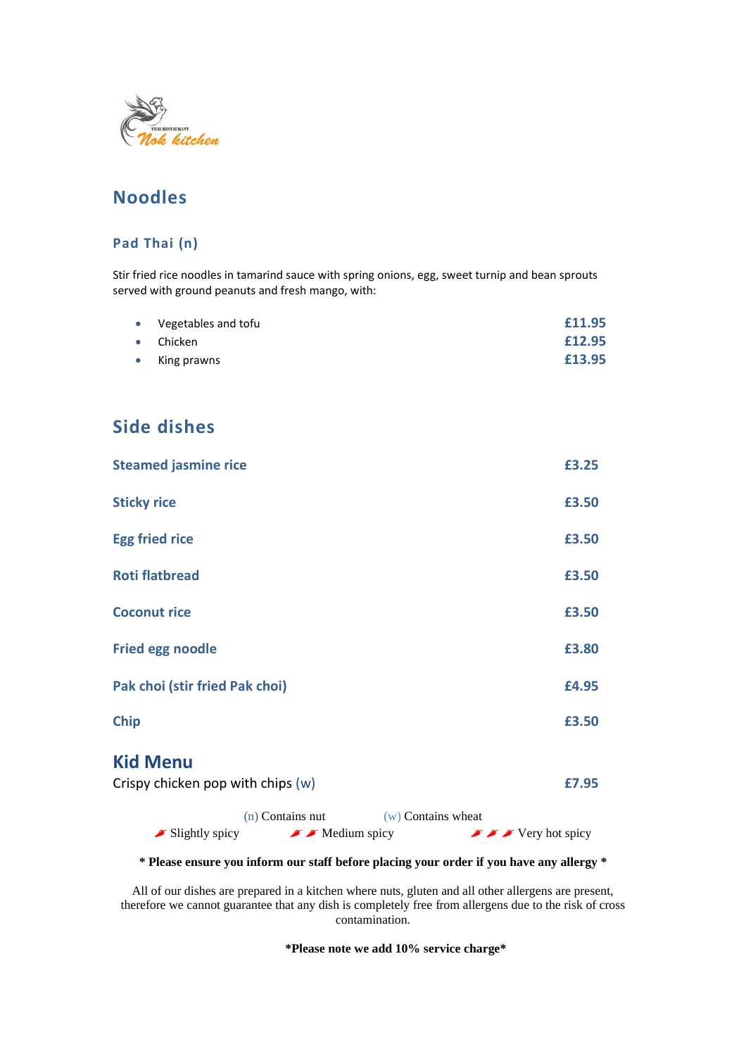## Noodles

### Pad Thai (n)

Stir fried rice noodles in tamarind sauce with spring onions, egg, sweet turnip and bean sprouts served with ground peanuts and fresh mango, with:

- Vegetables and tofu **£11.95**
- Chicken **£12.95**
- King prawns **£13.95**

## Side dishes

| | |
|---|---|
| **Steamed jasmine rice** | **£3.25** |
| **Sticky rice** | **£3.50** |
| **Egg fried rice** | **£3.50** |
| **Roti flatbread** | **£3.50** |
| **Coconut rice** | **£3.50** |
| **Fried egg noodle** | **£3.80** |
| **Pak choi (stir fried Pak choi)** | **£4.95** |
| **Chip** | **£3.50** |

## Kid Menu

Crispy chicken pop with chips (w) **£7.95**

(n) Contains nut (w) Contains wheat

🌶 Slightly spicy 🌶🌶 Medium spicy 🌶🌶🌶 Very hot spicy

**\* Please ensure you inform our staff before placing your order if you have any allergy \***

All of our dishes are prepared in a kitchen where nuts, gluten and all other allergens are present, therefore we cannot guarantee that any dish is completely free from allergens due to the risk of cross contamination.

**\*Please note we add 10% service charge\***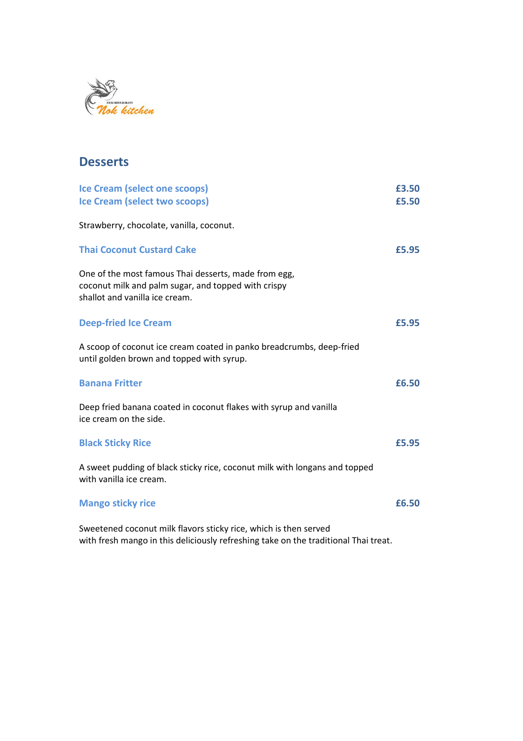## Desserts

**Ice Cream (select one scoops)** **£3.50**
**Ice Cream (select two scoops)** **£5.50**

Strawberry, chocolate, vanilla, coconut.

**Thai Coconut Custard Cake** **£5.95**

One of the most famous Thai desserts, made from egg, coconut milk and palm sugar, and topped with crispy shallot and vanilla ice cream.

**Deep-fried Ice Cream** **£5.95**

A scoop of coconut ice cream coated in panko breadcrumbs, deep-fried until golden brown and topped with syrup.

**Banana Fritter** **£6.50**

Deep fried banana coated in coconut flakes with syrup and vanilla ice cream on the side.

**Black Sticky Rice** **£5.95**

A sweet pudding of black sticky rice, coconut milk with longans and topped with vanilla ice cream.

**Mango sticky rice** **£6.50**

Sweetened coconut milk flavors sticky rice, which is then served with fresh mango in this deliciously refreshing take on the traditional Thai treat.